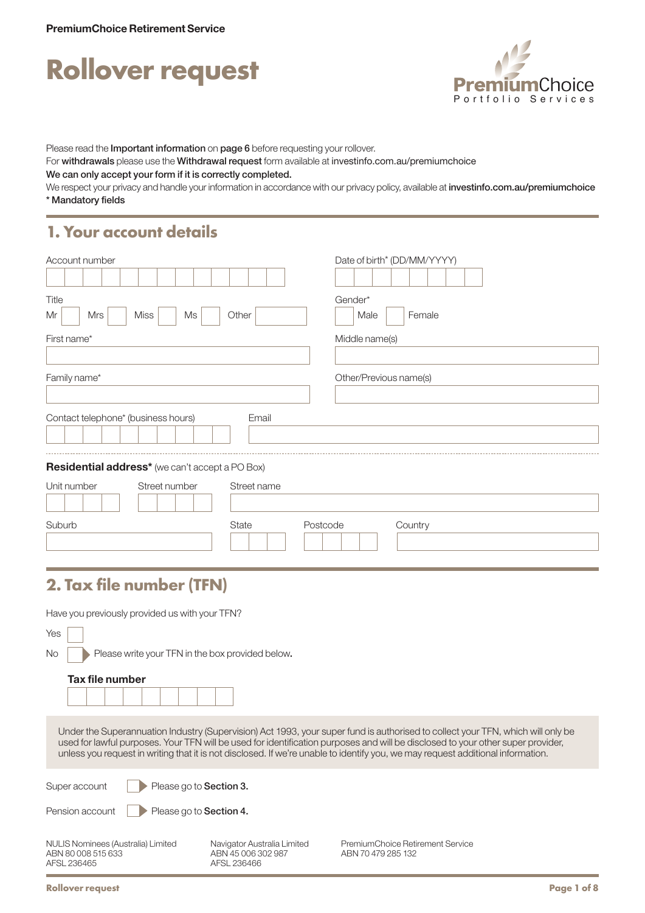PremiumChoice Retirement Service

# Rollover request

Please read the **Important information** on **page 6** before requesting your rollover.
For **withdrawals** please use the **Withdrawal request** form available at investinfo.com.au/premiumchoice
**We can only accept your form if it is correctly completed.**
We respect your privacy and handle your information in accordance with our privacy policy, available at **investinfo.com.au/premiumchoice**
**\* Mandatory fields**

## 1. Your account details

Account number

Date of birth* (DD/MM/YYYY)

Title
Mr ☐ Mrs ☐ Miss ☐ Ms ☐ Other ☐

Gender*
☐ Male ☐ Female

First name*

Middle name(s)

Family name*

Other/Previous name(s)

Contact telephone* (business hours)

Email

**Residential address*** (we can't accept a PO Box)

Unit number

Street number

Street name

Suburb

State

Postcode

Country

## 2. Tax file number (TFN)

Have you previously provided us with your TFN?

Yes ☐

No ☐ ▶ Please write your TFN in the box provided below.

**Tax file number**

Under the Superannuation Industry (Supervision) Act 1993, your super fund is authorised to collect your TFN, which will only be used for lawful purposes. Your TFN will be used for identification purposes and will be disclosed to your other super provider, unless you request in writing that it is not disclosed. If we're unable to identify you, we may request additional information.

Super account ☐ ▶ Please go to **Section 3.**

Pension account ☐ ▶ Please go to **Section 4.**

NULIS Nominees (Australia) Limited
ABN 80 008 515 633
AFSL 236465

Navigator Australia Limited
ABN 45 006 302 987
AFSL 236466

PremiumChoice Retirement Service
ABN 70 479 285 132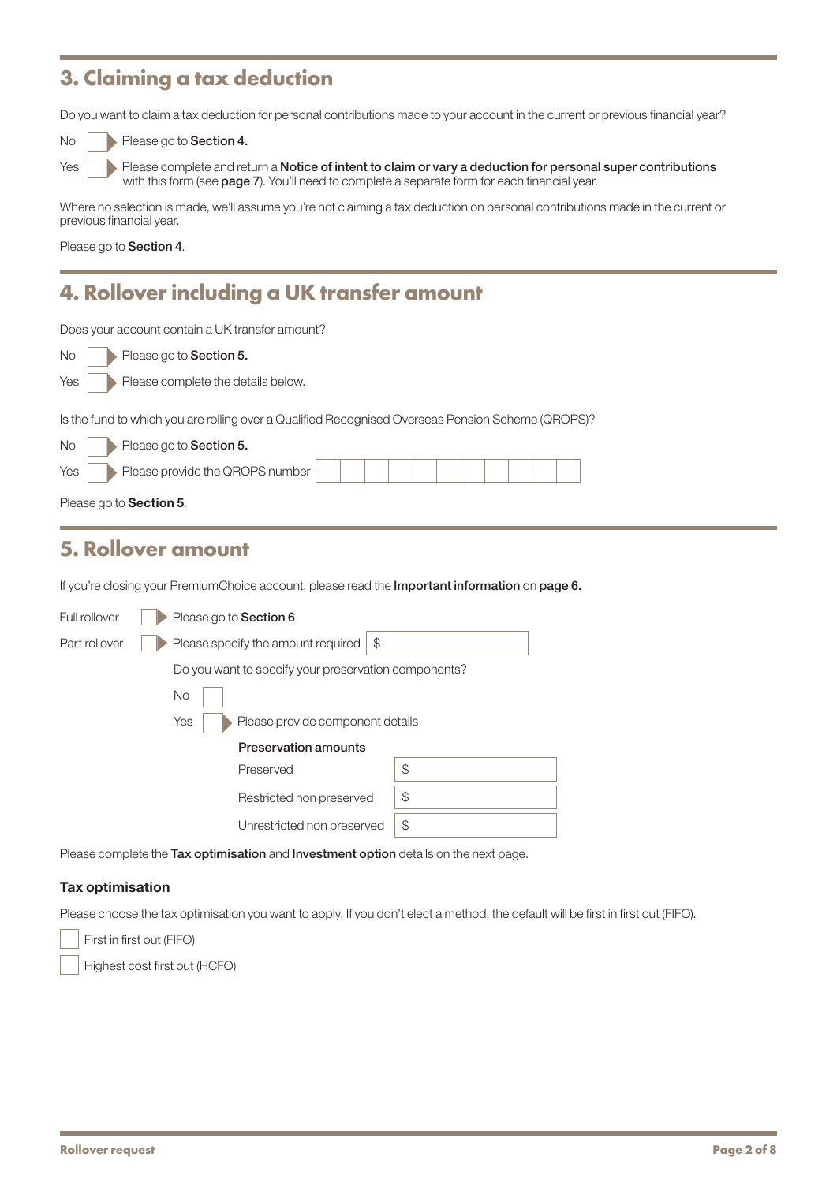## 3. Claiming a tax deduction

Do you want to claim a tax deduction for personal contributions made to your account in the current or previous financial year?

No ☐ Please go to **Section 4.**

Yes ☐ Please complete and return a **Notice of intent to claim or vary a deduction for personal super contributions** with this form (see **page 7**). You'll need to complete a separate form for each financial year.

Where no selection is made, we'll assume you're not claiming a tax deduction on personal contributions made in the current or previous financial year.

Please go to **Section 4**.

## 4. Rollover including a UK transfer amount

Does your account contain a UK transfer amount?

No ☐ Please go to **Section 5.**

Yes ☐ Please complete the details below.

Is the fund to which you are rolling over a Qualified Recognised Overseas Pension Scheme (QROPS)?

No ☐ Please go to **Section 5.**

Yes ☐ Please provide the QROPS number ☐☐☐☐☐☐☐☐☐☐☐

Please go to **Section 5**.

## 5. Rollover amount

If you're closing your PremiumChoice account, please read the **Important information** on **page 6.**

Full rollover ☐ Please go to **Section 6**

Part rollover ☐ Please specify the amount required $ ____________

Do you want to specify your preservation components?

No ☐

Yes ☐ Please provide component details

**Preservation amounts**

| | |
|---|---|
| Preserved | $ |
| Restricted non preserved | $ |
| Unrestricted non preserved | $ |

Please complete the **Tax optimisation** and **Investment option** details on the next page.

### Tax optimisation

Please choose the tax optimisation you want to apply. If you don't elect a method, the default will be first in first out (FIFO).

☐ First in first out (FIFO)

☐ Highest cost first out (HCFO)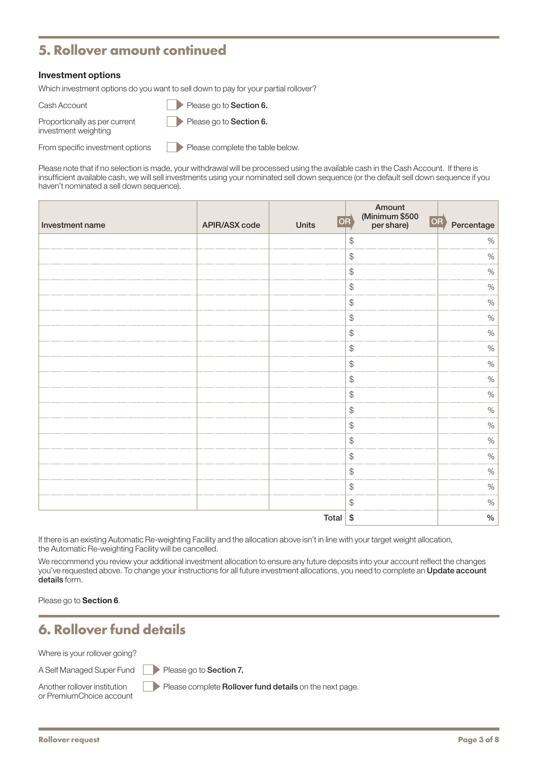## 5. Rollover amount continued

### Investment options

Which investment options do you want to sell down to pay for your partial rollover?

- Cash Account ☐ Please go to **Section 6.**
- Proportionally as per current investment weighting ☐ Please go to **Section 6.**
- From specific investment options ☐ Please complete the table below.

Please note that if no selection is made, your withdrawal will be processed using the available cash in the Cash Account. If there is insufficient available cash, we will sell investments using your nominated sell down sequence (or the default sell down sequence if you haven't nominated a sell down sequence).

| Investment name | APIR/ASX code | Units OR | Amount (Minimum $500 per share) OR | Percentage |
|---|---|---|---|---|
| | | | $ | % |
| | | | $ | % |
| | | | $ | % |
| | | | $ | % |
| | | | $ | % |
| | | | $ | % |
| | | | $ | % |
| | | | $ | % |
| | | | $ | % |
| | | | $ | % |
| | | | $ | % |
| | | | $ | % |
| | | | $ | % |
| | | | $ | % |
| | | | $ | % |
| | | | $ | % |
| | | | $ | % |
| | | | $ | % |
| | | Total | $ | % |

If there is an existing Automatic Re-weighting Facility and the allocation above isn't in line with your target weight allocation, the Automatic Re-weighting Facility will be cancelled.

We recommend you review your additional investment allocation to ensure any future deposits into your account reflect the changes you've requested above. To change your instructions for all future investment allocations, you need to complete an **Update account details** form.

Please go to **Section 6**.

## 6. Rollover fund details

Where is your rollover going?

- A Self Managed Super Fund ☐ Please go to **Section 7.**
- Another rollover institution or PremiumChoice account ☐ Please complete **Rollover fund details** on the next page.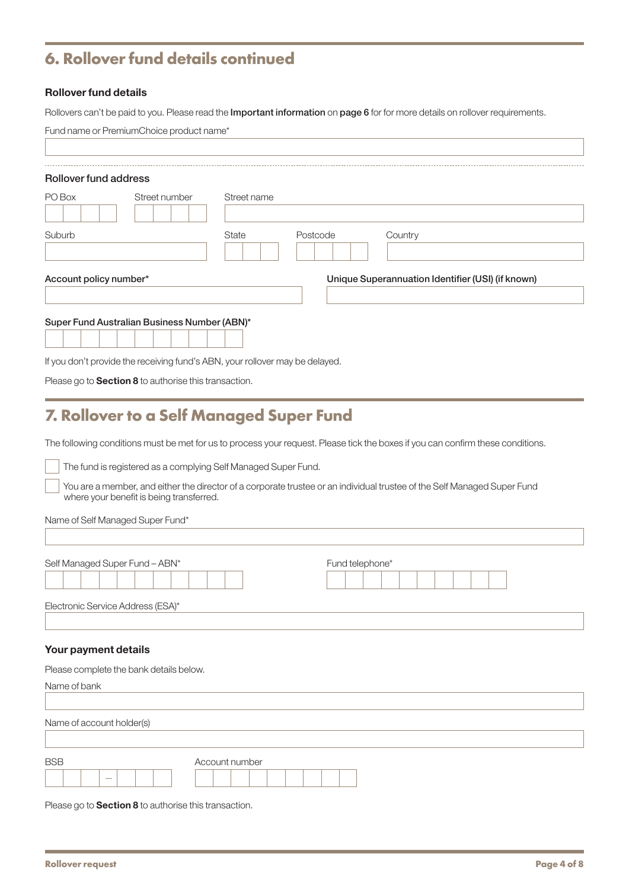## 6. Rollover fund details continued

### Rollover fund details

Rollovers can't be paid to you. Please read the **Important information** on **page 6** for for more details on rollover requirements.

Fund name or PremiumChoice product name*

### Rollover fund address

PO Box

Street number

Street name

Suburb

State

Postcode

Country

**Account policy number***

**Unique Superannuation Identifier (USI) (if known)**

**Super Fund Australian Business Number (ABN)***

If you don't provide the receiving fund's ABN, your rollover may be delayed.

Please go to **Section 8** to authorise this transaction.

## 7. Rollover to a Self Managed Super Fund

The following conditions must be met for us to process your request. Please tick the boxes if you can confirm these conditions.

- ☐ The fund is registered as a complying Self Managed Super Fund.
- ☐ You are a member, and either the director of a corporate trustee or an individual trustee of the Self Managed Super Fund where your benefit is being transferred.

Name of Self Managed Super Fund*

Self Managed Super Fund – ABN*

Fund telephone*

Electronic Service Address (ESA)*

### Your payment details

Please complete the bank details below.

Name of bank

Name of account holder(s)

BSB

Account number

Please go to **Section 8** to authorise this transaction.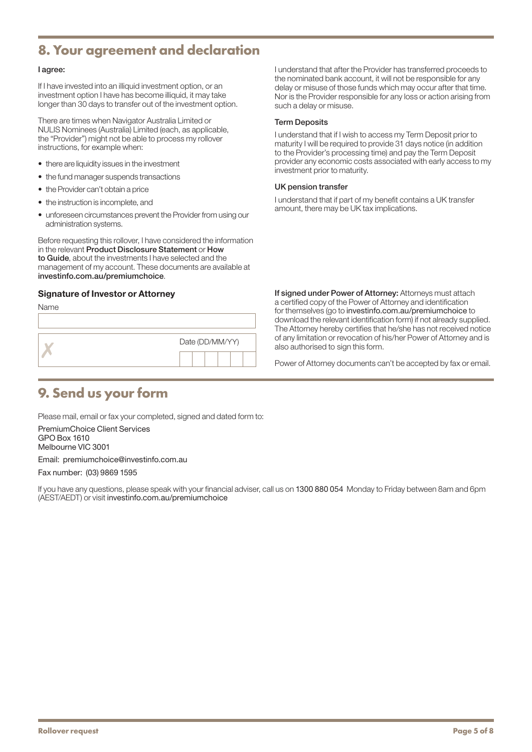## 8. Your agreement and declaration

**I agree:**

If I have invested into an illiquid investment option, or an investment option I have has become illiquid, it may take longer than 30 days to transfer out of the investment option.

There are times when Navigator Australia Limited or NULIS Nominees (Australia) Limited (each, as applicable, the "Provider") might not be able to process my rollover instructions, for example when:

- there are liquidity issues in the investment
- the fund manager suspends transactions
- the Provider can't obtain a price
- the instruction is incomplete, and
- unforeseen circumstances prevent the Provider from using our administration systems.

Before requesting this rollover, I have considered the information in the relevant **Product Disclosure Statement** or **How to Guide**, about the investments I have selected and the management of my account. These documents are available at **investinfo.com.au/premiumchoice**.

I understand that after the Provider has transferred proceeds to the nominated bank account, it will not be responsible for any delay or misuse of those funds which may occur after that time. Nor is the Provider responsible for any loss or action arising from such a delay or misuse.

**Term Deposits**

I understand that if I wish to access my Term Deposit prior to maturity I will be required to provide 31 days notice (in addition to the Provider's processing time) and pay the Term Deposit provider any economic costs associated with early access to my investment prior to maturity.

**UK pension transfer**

I understand that if part of my benefit contains a UK transfer amount, there may be UK tax implications.

### Signature of Investor or Attorney

Name

✗

Date (DD/MM/YY)

**If signed under Power of Attorney:** Attorneys must attach a certified copy of the Power of Attorney and identification for themselves (go to **investinfo.com.au/premiumchoice** to download the relevant identification form) if not already supplied. The Attorney hereby certifies that he/she has not received notice of any limitation or revocation of his/her Power of Attorney and is also authorised to sign this form.

Power of Attorney documents can't be accepted by fax or email.

## 9. Send us your form

Please mail, email or fax your completed, signed and dated form to:

PremiumChoice Client Services
GPO Box 1610
Melbourne VIC 3001

Email: premiumchoice@investinfo.com.au

Fax number: (03) 9869 1595

If you have any questions, please speak with your financial adviser, call us on **1300 880 054** Monday to Friday between 8am and 6pm (AEST/AEDT) or visit **investinfo.com.au/premiumchoice**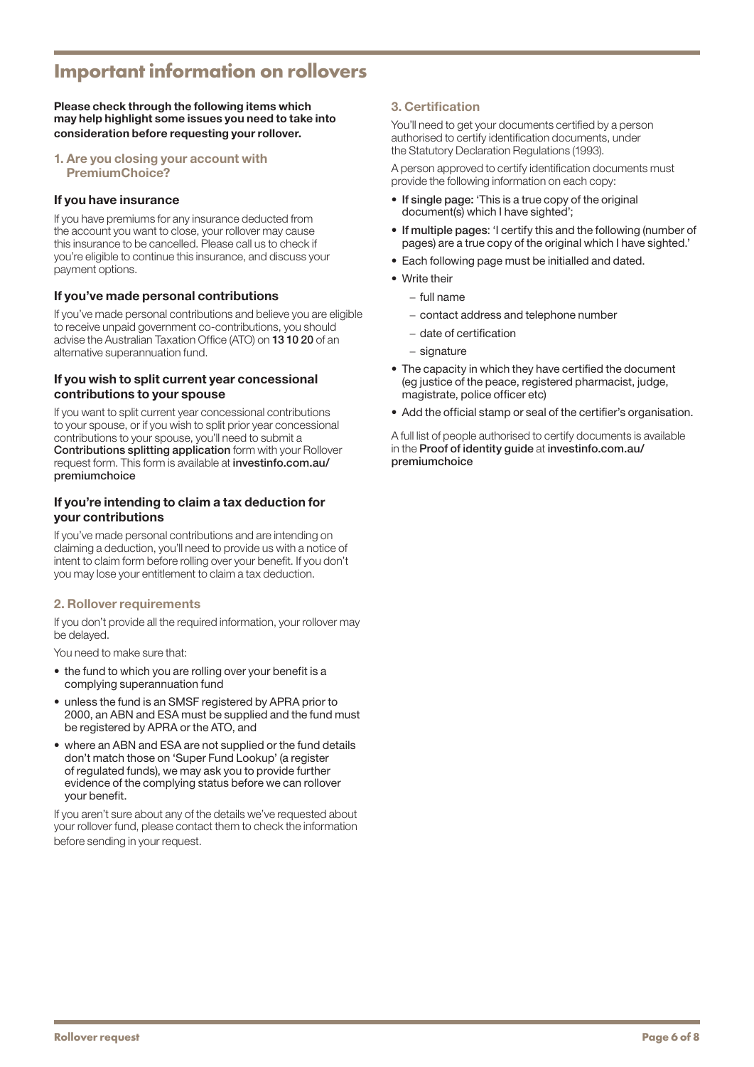# Important information on rollovers

**Please check through the following items which may help highlight some issues you need to take into consideration before requesting your rollover.**

## 1. Are you closing your account with PremiumChoice?

### If you have insurance

If you have premiums for any insurance deducted from the account you want to close, your rollover may cause this insurance to be cancelled. Please call us to check if you're eligible to continue this insurance, and discuss your payment options.

### If you've made personal contributions

If you've made personal contributions and believe you are eligible to receive unpaid government co-contributions, you should advise the Australian Taxation Office (ATO) on **13 10 20** of an alternative superannuation fund.

### If you wish to split current year concessional contributions to your spouse

If you want to split current year concessional contributions to your spouse, or if you wish to split prior year concessional contributions to your spouse, you'll need to submit a **Contributions splitting application** form with your Rollover request form. This form is available at **investinfo.com.au/premiumchoice**

### If you're intending to claim a tax deduction for your contributions

If you've made personal contributions and are intending on claiming a deduction, you'll need to provide us with a notice of intent to claim form before rolling over your benefit. If you don't you may lose your entitlement to claim a tax deduction.

## 2. Rollover requirements

If you don't provide all the required information, your rollover may be delayed.

You need to make sure that:

- the fund to which you are rolling over your benefit is a complying superannuation fund
- unless the fund is an SMSF registered by APRA prior to 2000, an ABN and ESA must be supplied and the fund must be registered by APRA or the ATO, and
- where an ABN and ESA are not supplied or the fund details don't match those on 'Super Fund Lookup' (a register of regulated funds), we may ask you to provide further evidence of the complying status before we can rollover your benefit.

If you aren't sure about any of the details we've requested about your rollover fund, please contact them to check the information before sending in your request.

## 3. Certification

You'll need to get your documents certified by a person authorised to certify identification documents, under the Statutory Declaration Regulations (1993).

A person approved to certify identification documents must provide the following information on each copy:

- **If single page:** 'This is a true copy of the original document(s) which I have sighted';
- **If multiple pages**: 'I certify this and the following (number of pages) are a true copy of the original which I have sighted.'
- Each following page must be initialled and dated.
- Write their
  - full name
  - contact address and telephone number
  - date of certification
  - signature
- The capacity in which they have certified the document (eg justice of the peace, registered pharmacist, judge, magistrate, police officer etc)
- Add the official stamp or seal of the certifier's organisation.

A full list of people authorised to certify documents is available in the **Proof of identity guide** at **investinfo.com.au/premiumchoice**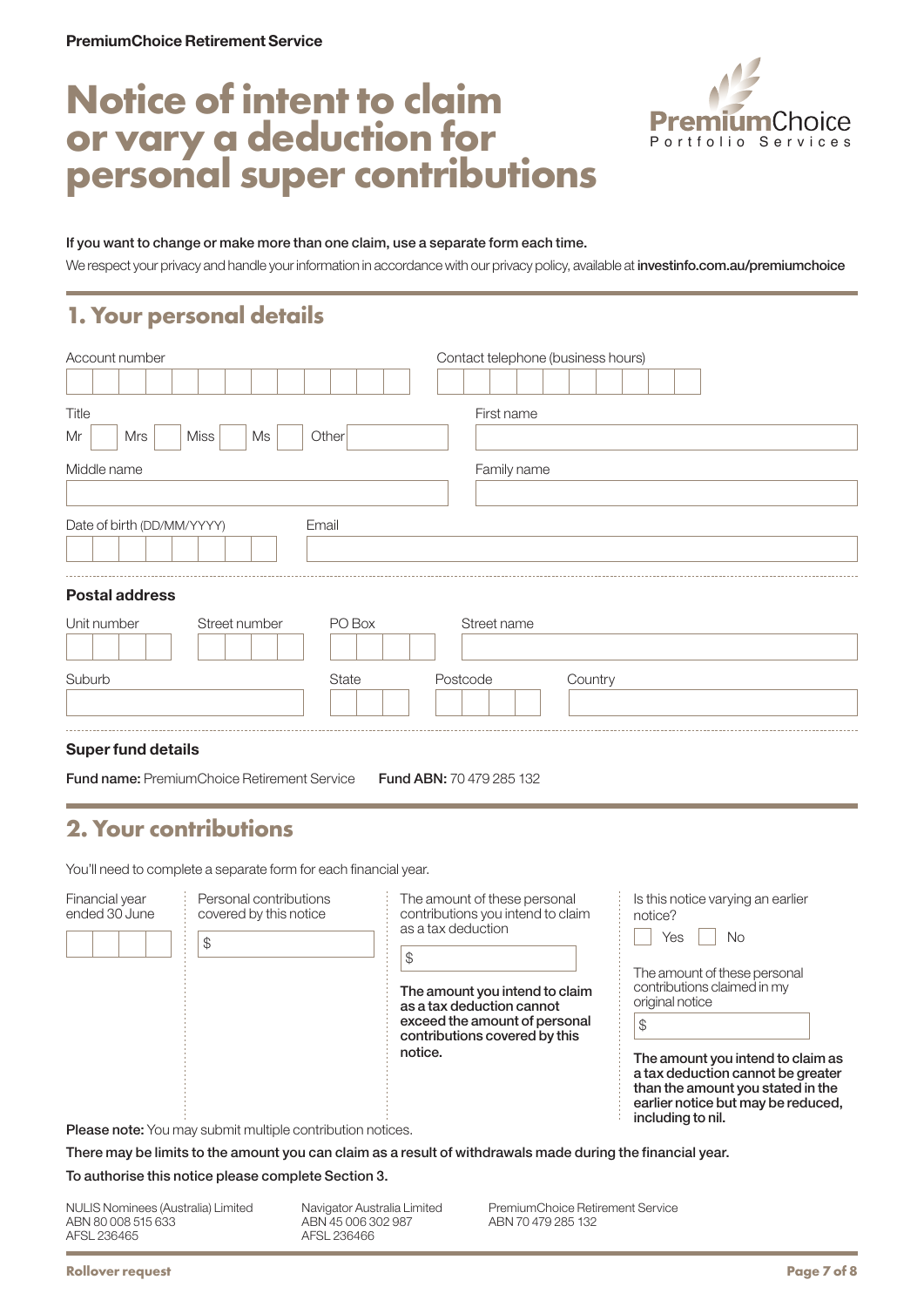**PremiumChoice Retirement Service**

# Notice of intent to claim or vary a deduction for personal super contributions

PremiumChoice Portfolio Services

If you want to change or make more than one claim, use a separate form each time.

We respect your privacy and handle your information in accordance with our privacy policy, available at **investinfo.com.au/premiumchoice**

## 1. Your personal details

Account number

Contact telephone (business hours)

Title

Mr ☐ Mrs ☐ Miss ☐ Ms ☐ Other

First name

Middle name

Family name

Date of birth (DD/MM/YYYY)

Email

### Postal address

Unit number

Street number

PO Box

Street name

Suburb

State

Postcode

Country

### Super fund details

**Fund name:** PremiumChoice Retirement Service **Fund ABN:** 70 479 285 132

## 2. Your contributions

You'll need to complete a separate form for each financial year.

Financial year ended 30 June

Personal contributions covered by this notice

$

The amount of these personal contributions you intend to claim as a tax deduction

$

**The amount you intend to claim as a tax deduction cannot exceed the amount of personal contributions covered by this notice.**

Is this notice varying an earlier notice?

☐ Yes ☐ No

The amount of these personal contributions claimed in my original notice

$

**The amount you intend to claim as a tax deduction cannot be greater than the amount you stated in the earlier notice but may be reduced, including to nil.**

**Please note:** You may submit multiple contribution notices.

**There may be limits to the amount you can claim as a result of withdrawals made during the financial year.**

**To authorise this notice please complete Section 3.**

NULIS Nominees (Australia) Limited
ABN 80 008 515 633
AFSL 236465

Navigator Australia Limited
ABN 45 006 302 987
AFSL 236466

PremiumChoice Retirement Service
ABN 70 479 285 132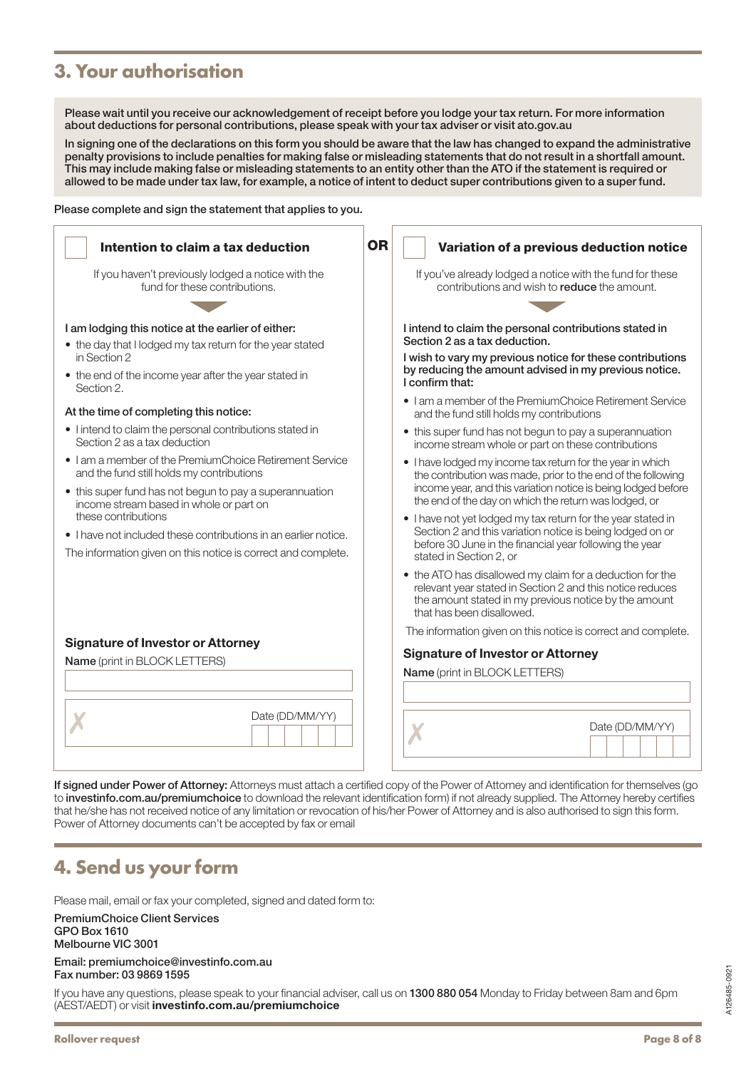## 3. Your authorisation

**Please wait until you receive our acknowledgement of receipt before you lodge your tax return. For more information about deductions for personal contributions, please speak with your tax adviser or visit ato.gov.au**

**In signing one of the declarations on this form you should be aware that the law has changed to expand the administrative penalty provisions to include penalties for making false or misleading statements that do not result in a shortfall amount. This may include making false or misleading statements to an entity other than the ATO if the statement is required or allowed to be made under tax law, for example, a notice of intent to deduct super contributions given to a super fund.**

**Please complete and sign the statement that applies to you.**

### ☐ Intention to claim a tax deduction

If you haven't previously lodged a notice with the fund for these contributions.

**I am lodging this notice at the earlier of either:**

- the day that I lodged my tax return for the year stated in Section 2
- the end of the income year after the year stated in Section 2.

**At the time of completing this notice:**

- I intend to claim the personal contributions stated in Section 2 as a tax deduction
- I am a member of the PremiumChoice Retirement Service and the fund still holds my contributions
- this super fund has not begun to pay a superannuation income stream based in whole or part on these contributions
- I have not included these contributions in an earlier notice.

The information given on this notice is correct and complete.

**Signature of Investor or Attorney**

**Name** (print in BLOCK LETTERS)

✗ Date (DD/MM/YY)

**OR**

### ☐ Variation of a previous deduction notice

If you've already lodged a notice with the fund for these contributions and wish to **reduce** the amount.

**I intend to claim the personal contributions stated in Section 2 as a tax deduction.**

**I wish to vary my previous notice for these contributions by reducing the amount advised in my previous notice. I confirm that:**

- I am a member of the PremiumChoice Retirement Service and the fund still holds my contributions
- this super fund has not begun to pay a superannuation income stream whole or part on these contributions
- I have lodged my income tax return for the year in which the contribution was made, prior to the end of the following income year, and this variation notice is being lodged before the end of the day on which the return was lodged, or
- I have not yet lodged my tax return for the year stated in Section 2 and this variation notice is being lodged on or before 30 June in the financial year following the year stated in Section 2, or
- the ATO has disallowed my claim for a deduction for the relevant year stated in Section 2 and this notice reduces the amount stated in my previous notice by the amount that has been disallowed.

The information given on this notice is correct and complete.

**Signature of Investor or Attorney**

**Name** (print in BLOCK LETTERS)

✗ Date (DD/MM/YY)

**If signed under Power of Attorney:** Attorneys must attach a certified copy of the Power of Attorney and identification for themselves (go to **investinfo.com.au/premiumchoice** to download the relevant identification form) if not already supplied. The Attorney hereby certifies that he/she has not received notice of any limitation or revocation of his/her Power of Attorney and is also authorised to sign this form. Power of Attorney documents can't be accepted by fax or email

## 4. Send us your form

Please mail, email or fax your completed, signed and dated form to:

**PremiumChoice Client Services**
**GPO Box 1610**
**Melbourne VIC 3001**

**Email: premiumchoice@investinfo.com.au**
**Fax number: 03 9869 1595**

If you have any questions, please speak to your financial adviser, call us on **1300 880 054** Monday to Friday between 8am and 6pm (AEST/AEDT) or visit **investinfo.com.au/premiumchoice**

A126485-0921